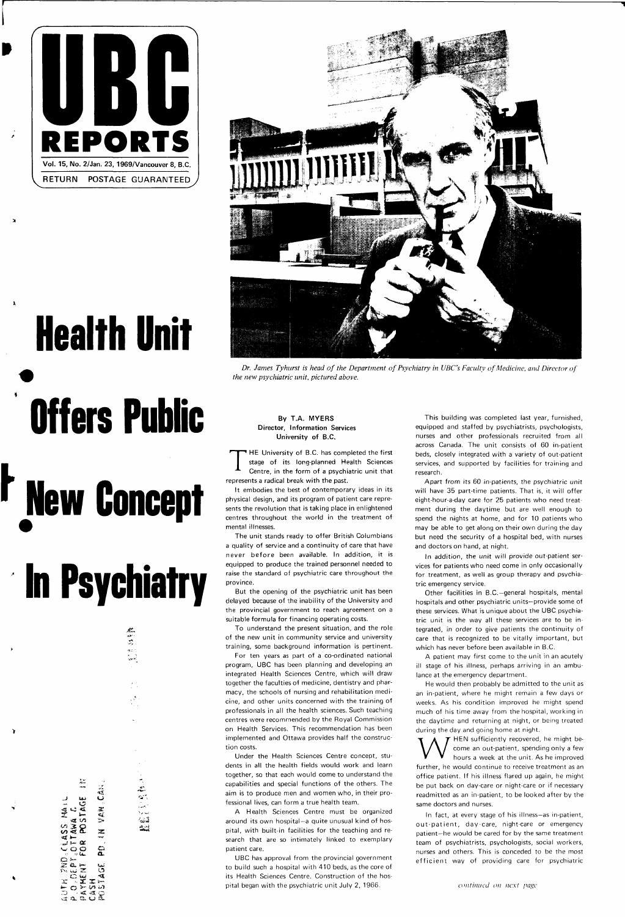# UBC REPORTS

Vol. 15, No. 2/Jan. 23, 1969/Vancouver 8, B.C.

RETURN POSTAGE GUARANTEED

# Health Unit Offers Public New Concept In Psychiatry

*Dr. James Tyhurst is head of the Department of Psychiatry in UBC's Faculty of Medicine, and Director of the new psychiatric unit, pictured above.*

**By T.A. MYERS**
**Director, Information Services**
**University of B.C.**

THE University of B.C. has completed the first stage of its long-planned Health Sciences Centre, in the form of a psychiatric unit that represents a radical break with the past.

It embodies the best of contemporary ideas in its physical design, and its program of patient care represents the revolution that is taking place in enlightened centres throughout the world in the treatment of mental illnesses.

The unit stands ready to offer British Columbians a quality of service and a continuity of care that have never before been available. In addition, it is equipped to produce the trained personnel needed to raise the standard of psychiatric care throughout the province.

But the opening of the psychiatric unit has been delayed because of the inability of the University and the provincial government to reach agreement on a suitable formula for financing operating costs.

To understand the present situation, and the role of the new unit in community service and university training, some background information is pertinent.

For ten years as part of a co-ordinated national program, UBC has been planning and developing an integrated Health Sciences Centre, which will draw together the faculties of medicine, dentistry and pharmacy, the schools of nursing and rehabilitation medicine, and other units concerned with the training of professionals in all the health sciences. Such teaching centres were recommended by the Royal Commission on Health Services. This recommendation has been implemented and Ottawa provides half the construction costs.

Under the Health Sciences Centre concept, students in all the health fields would work and learn together, so that each would come to understand the capabilities and special functions of the others. The aim is to produce men and women who, in their professional lives, can form a true health team.

A Health Sciences Centre must be organized around its own hospital—a quite unusual kind of hospital, with built-in facilities for the teaching and research that are so intimately linked to exemplary patient care.

UBC has approval from the provincial government to build such a hospital with 410 beds, as the core of its Health Sciences Centre. Construction of the hospital began with the psychiatric unit July 2, 1966.

This building was completed last year, furnished, equipped and staffed by psychiatrists, psychologists, nurses and other professionals recruited from all across Canada. The unit consists of 60 in-patient beds, closely integrated with a variety of out-patient services, and supported by facilities for training and research.

Apart from its 60 in-patients, the psychiatric unit will have 35 part-time patients. That is, it will offer eight-hour-a-day care for 25 patients who need treatment during the daytime but are well enough to spend the nights at home, and for 10 patients who may be able to get along on their own during the day but need the security of a hospital bed, with nurses and doctors on hand, at night.

In addition, the unit will provide out-patient services for patients who need come in only occasionally for treatment, as well as group therapy and psychiatric emergency service.

Other facilities in B.C.—general hospitals, mental hospitals and other psychiatric units—provide some of these services. What is unique about the UBC psychiatric unit is the way all these services are to be integrated, in order to give patients the continuity of care that is recognized to be vitally important, but which has never before been available in B.C.

A patient may first come to the unit in an acutely ill stage of his illness, perhaps arriving in an ambulance at the emergency department.

He would then probably be admitted to the unit as an in-patient, where he might remain a few days or weeks. As his condition improved he might spend much of his time away from the hospital, working in the daytime and returning at night, or being treated during the day and going home at night.

WHEN sufficiently recovered, he might become an out-patient, spending only a few hours a week at the unit. As he improved further, he would continue to receive treatment as an office patient. If his illness flared up again, he might be put back on day-care or night-care or if necessary readmitted as an in-patient, to be looked after by the same doctors and nurses.

In fact, at every stage of his illness—as in-patient, out-patient, day-care, night-care or emergency patient—he would be cared for by the same treatment team of psychiatrists, psychologists, social workers, nurses and others. This is conceded to be the most efficient way of providing care for psychiatric

*continued on next page*

AUTH 2ND CLASS MAIL
P.O. DEPT. OTTAWA &
PAYMENT FOR POSTAGE IN
CASH
POSTAGE PD. IN VAN. CAN.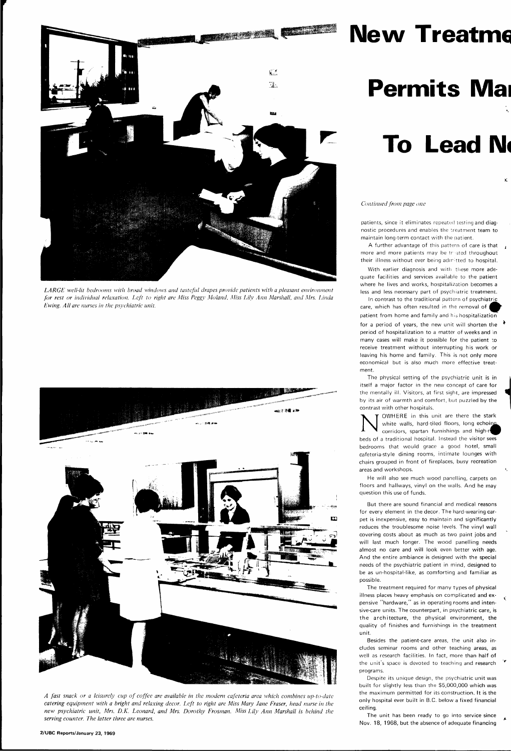# New Treatme

# Permits Ma

# To Lead N

*LARGE well-lit bedrooms with broad windows and tasteful drapes provide patients with a pleasant environment for rest or individual relaxation. Left to right are Miss Peggy Moland, Miss Lily Ann Marshall, and Mrs. Linda Ewing. All are nurses in the psychiatric unit.*

*A fast snack or a leisurely cup of coffee are available in the modern cafeteria area which combines up-to-date catering equipment with a bright and relaxing decor. Left to right are Miss Mary Jane Fraser, head nurse in the new psychiatric unit, Mrs. D.K. Leonard, and Mrs. Dorothy Frosman. Miss Lily Ann Marshall is behind the serving counter. The latter three are nurses.*

*Continued from page one*

patients, since it eliminates repeated testing and diagnostic procedures and enables the treatment team to maintain long-term contact with the patient.

A further advantage of this pattern of care is that more and more patients may be treated throughout their illness without ever being admitted to hospital.

With earlier diagnosis and with these more adequate facilities and services available to the patient where he lives and works, hospitalization becomes a less and less necessary part of psychiatric treatment.

In contrast to the traditional pattern of psychiatric care, which has often resulted in the removal of the patient from home and family and his hospitalization for a period of years, the new unit will shorten the period of hospitalization to a matter of weeks and in many cases will make it possible for the patient to receive treatment without interrupting his work or leaving his home and family. This is not only more economical but is also much more effective treatment.

The physical setting of the psychiatric unit is in itself a major factor in the new concept of care for the mentally ill. Visitors, at first sight, are impressed by its air of warmth and comfort, but puzzled by the contrast with other hospitals.

NOWHERE in this unit are there the stark white walls, hard-tiled floors, long echoing corridors, spartan furnishings and high-r beds of a traditional hospital. Instead the visitor sees bedrooms that would grace a good hotel, small cafeteria-style dining rooms, intimate lounges with chairs grouped in front of fireplaces, busy recreation areas and workshops.

He will also see much wood panelling, carpets on floors and hallways, vinyl on the walls. And he may question this use of funds.

But there are sound financial and medical reasons for every element in the decor. The hard-wearing carpet is inexpensive, easy to maintain and significantly reduces the troublesome noise levels. The vinyl wall covering costs about as much as two paint jobs and will last much longer. The wood panelling needs almost no care and will look even better with age. And the entire ambiance is designed with the special needs of the psychiatric patient in mind, designed to be as un-hospital-like, as comforting and familiar as possible.

The treatment required for many types of physical illness places heavy emphasis on complicated and expensive "hardware," as in operating rooms and intensive-care units. The counterpart, in psychiatric care, is the architecture, the physical environment, the quality of finishes and furnishings in the treatment unit.

Besides the patient-care areas, the unit also includes seminar rooms and other teaching areas, as well as research facilities. In fact, more than half of the unit's space is devoted to teaching and research programs.

Despite its unique design, the psychiatric unit was built for slightly less than the $5,000,000 which was the maximum permitted for its construction. It is the only hospital ever built in B.C. below a fixed financial ceiling.

The unit has been ready to go into service since Nov. 18, 1968, but the absence of adequate financing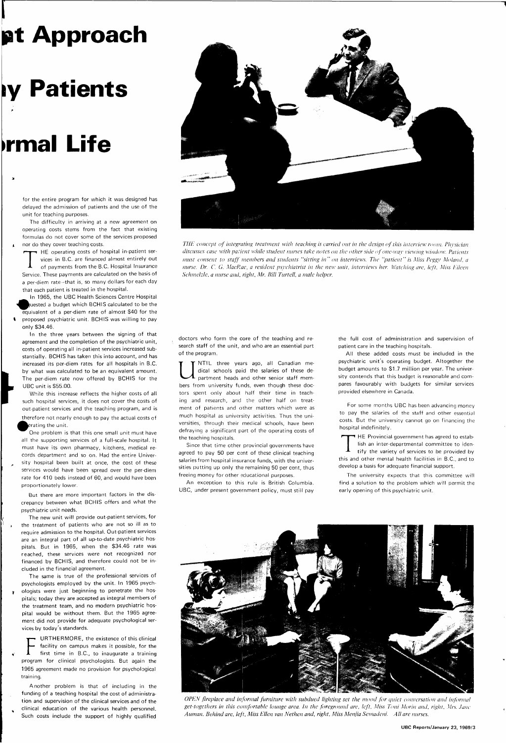# ...nt Approach

# ...y Patients

# ...rmal Life

for the entire program for which it was designed has delayed the admission of patients and the use of the unit for teaching purposes.

The difficulty in arriving at a new agreement on operating costs stems from the fact that existing formulas do not cover some of the services proposed nor do they cover teaching costs.

THE operating costs of hospital in-patient services in B.C. are financed almost entirely out of payments from the B.C. Hospital Insurance Service. These payments are calculated on the basis of a per-diem rate—that is, so many dollars for each day that each patient is treated in the hospital.

In 1965, the UBC Health Sciences Centre Hospital requested a budget which BCHIS calculated to be the equivalent of a per-diem rate of almost $40 for the proposed psychiatric unit. BCHIS was willing to pay only $34.46.

In the three years between the signing of that agreement and the completion of the psychiatric unit, costs of operating all in-patient services increased substantially. BCHIS has taken this into account, and has increased its per-diem rates for all hospitals in B.C. by what was calculated to be an equivalent amount. The per-diem rate now offered by BCHIS for the UBC unit is $55.00.

While this increase reflects the higher costs of all such hospital services, it does not cover the costs of out-patient services and the teaching program, and is therefore not nearly enough to pay the actual costs of operating the unit.

One problem is that this one small unit must have all the supporting services of a full-scale hospital. It must have its own pharmacy, kitchens, medical records department and so on. Had the entire University hospital been built at once, the cost of these services would have been spread over the per-diem rate for 410 beds instead of 60, and would have been proportionately lower.

But there are more important factors in the discrepancy between what BCHIS offers and what the psychiatric unit needs.

The new unit will provide out-patient services, for the treatment of patients who are not so ill as to require admission to the hospital. Out-patient services are an integral part of all up-to-date psychiatric hospitals. But in 1965, when the $34.46 rate was reached, these services were not recognized nor financed by BCHIS, and therefore could not be included in the financial agreement.

The same is true of the professional services of psychologists employed by the unit. In 1965 psychologists were just beginning to penetrate the hospitals; today they are accepted as integral members of the treatment team, and no modern psychiatric hospital would be without them. But the 1965 agreement did not provide for adequate psychological services by today's standards.

FURTHERMORE, the existence of this clinical facility on campus makes it possible, for the first time in B.C., to inaugurate a training program for clinical psychologists. But again the 1965 agreement made no provision for psychological training.

Another problem is that of including in the funding of a teaching hospital the cost of administration and supervision of the clinical services and of the clinical education of the various health personnel. Such costs include the support of highly qualified doctors who form the core of the teaching and research staff of the unit, and who are an essential part of the program.

UNTIL three years ago, all Canadian medical schools paid the salaries of these department heads and other senior staff members from university funds, even though these doctors spent only about half their time in teaching and research, and the other half on treatment of patients and other matters which were as much hospital as university activities. Thus the universities, through their medical schools, have been defraying a significant part of the operating costs of the teaching hospitals.

Since that time other provincial governments have agreed to pay 50 per cent of these clinical teaching salaries from hospital insurance funds, with the universities putting up only the remaining 50 per cent, thus freeing money for other educational purposes.

An exception to this rule is British Columbia. UBC, under present government policy, must still pay the full cost of administration and supervision of patient care in the teaching hospitals.

All these added costs must be included in the psychiatric unit's operating budget. Altogether the budget amounts to $1.7 million per year. The university contends that this budget is reasonable and compares favourably with budgets for similar services provided elsewhere in Canada.

For some months UBC has been advancing money to pay the salaries of the staff and other essential costs. But the university cannot go on financing the hospital indefinitely.

THE Provincial government has agreed to establish an inter-departmental committee to identify the variety of services to be provided by this and other mental health facilities in B.C., and to develop a basis for adequate financial support.

The university expects that this committee will find a solution to the problem which will permit the early opening of this psychiatric unit.

*THE concept of integrating treatment with teaching is carried out in the design of this interview room. Physician discusses case with patient while student nurses take notes on the other side of one-way viewing window. Patients must consent to staff members and students "sitting in" on interviews. The "patient" is Miss Peggy Moland, a nurse. Dr. C. G. MacRae, a resident psychiatrist in the new unit, interviews her. Watching are, left, Miss Eileen Schmelzle, a nurse and, right, Mr. Bill Turtell, a male helper.*

*OPEN fireplace and informal furniture with subdued lighting set the mood for quiet conversation and informal get-togethers in this comfortable lounge area. In the foreground are, left, Miss Toni Morin and, right, Mrs. Jane Auman. Behind are, left, Miss Ellen van Nethen and, right, Miss Menjia Semadeni. All are nurses.*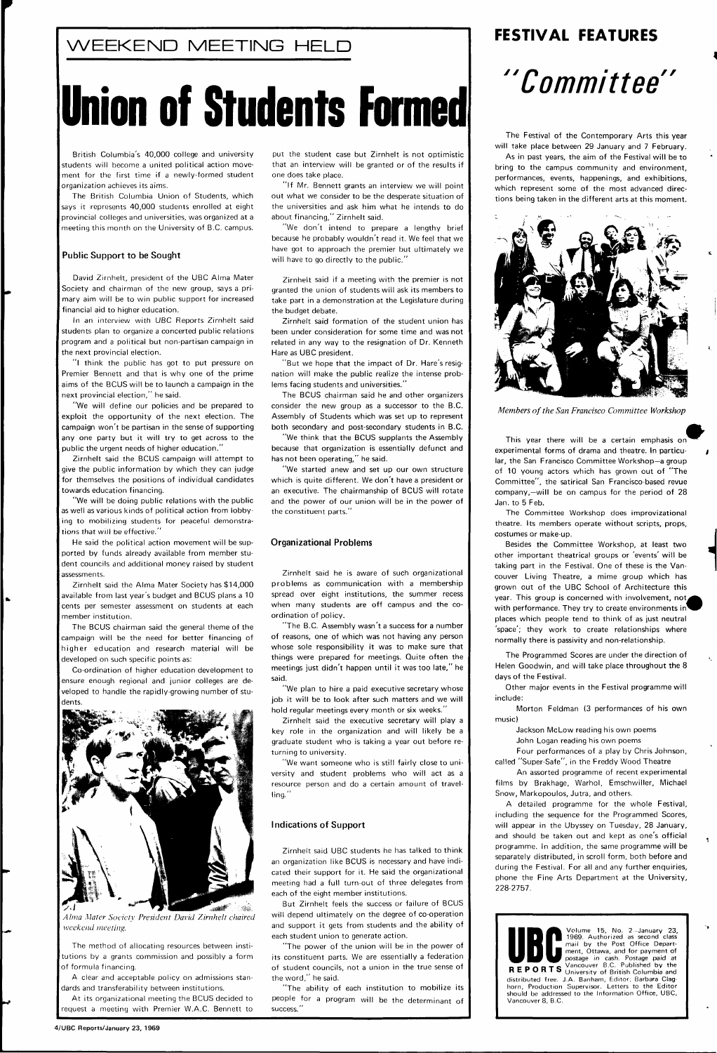## WEEKEND MEETING HELD

# Union of Students Formed

British Columbia's 40,000 college and university students will become a united political action movement for the first time if a newly-formed student organization achieves its aims.

The British Columbia Union of Students, which says it represents 40,000 students enrolled at eight provincial colleges and universities, was organized at a meeting this month on the University of B.C. campus.

### Public Support to be Sought

David Zirnhelt, president of the UBC Alma Mater Society and chairman of the new group, says a primary aim will be to win public support for increased financial aid to higher education.

In an interview with UBC Reports Zirnhelt said students plan to organize a concerted public relations program and a political but non-partisan campaign in the next provincial election.

"I think the public has got to put pressure on Premier Bennett and that is why one of the prime aims of the BCUS will be to launch a campaign in the next provincial election," he said.

"We will define our policies and be prepared to exploit the opportunity of the next election. The campaign won't be partisan in the sense of supporting any one party but it will try to get across to the public the urgent needs of higher education."

Zirnhelt said the BCUS campaign will attempt to give the public information by which they can judge for themselves the positions of individual candidates towards education financing.

"We will be doing public relations with the public as well as various kinds of political action from lobbying to mobilizing students for peaceful demonstrations that will be effective."

He said the political action movement will be supported by funds already available from member student councils and additional money raised by student assessments.

Zirnhelt said the Alma Mater Society has $14,000 available from last year's budget and BCUS plans a 10 cents per semester assessment on students at each member institution.

The BCUS chairman said the general theme of the campaign will be the need for better financing of higher education and research material will be developed on such specific points as:

Co-ordination of higher education development to ensure enough regional and junior colleges are developed to handle the rapidly-growing number of students.

*Alma Mater Society President David Zirnhelt chaired weekend meeting.*

The method of allocating resources between institutions by a grants commission and possibly a form of formula financing.

A clear and acceptable policy on admissions standards and transferability between institutions.

At its organizational meeting the BCUS decided to request a meeting with Premier W.A.C. Bennett to put the student case but Zirnhelt is not optimistic that an interview will be granted or of the results if one does take place.

"If Mr. Bennett grants an interview we will point out what we consider to be the desperate situation of the universities and ask him what he intends to do about financing," Zirnhelt said.

"We don't intend to prepare a lengthy brief because he probably wouldn't read it. We feel that we have got to approach the premier but ultimately we will have to go directly to the public."

Zirnhelt said if a meeting with the premier is not granted the union of students will ask its members to take part in a demonstration at the Legislature during the budget debate.

Zirnhelt said formation of the student union has been under consideration for some time and was not related in any way to the resignation of Dr. Kenneth Hare as UBC president.

"But we hope that the impact of Dr. Hare's resignation will make the public realize the intense problems facing students and universities."

The BCUS chairman said he and other organizers consider the new group as a successor to the B.C. Assembly of Students which was set up to represent both secondary and post-secondary students in B.C.

"We think that the BCUS supplants the Assembly because that organization is essentially defunct and has not been operating," he said.

"We started anew and set up our own structure which is quite different. We don't have a president or an executive. The chairmanship of BCUS will rotate and the power of our union will be in the power of the constituent parts."

### Organizational Problems

Zirnhelt said he is aware of such organizational problems as communication with a membership spread over eight institutions, the summer recess when many students are off campus and the co-ordination of policy.

"The B.C. Assembly wasn't a success for a number of reasons, one of which was not having any person whose sole responsibility it was to make sure that things were prepared for meetings. Quite often the meetings just didn't happen until it was too late," he said.

"We plan to hire a paid executive secretary whose job it will be to look after such matters and we will hold regular meetings every month or six weeks."

Zirnhelt said the executive secretary will play a key role in the organization and will likely be a graduate student who is taking a year out before returning to university.

"We want someone who is still fairly close to university and student problems who will act as a resource person and do a certain amount of travelling."

### Indications of Support

Zirnhelt said UBC students he has talked to think an organization like BCUS is necessary and have indicated their support for it. He said the organizational meeting had a full turn-out of three delegates from each of the eight member institutions.

But Zirnhelt feels the success or failure of BCUS will depend ultimately on the degree of co-operation and support it gets from students and the ability of each student union to generate action.

"The power of the union will be in the power of its constituent parts. We are essentially a federation of student councils, not a union in the true sense of the word," he said.

"The ability of each institution to mobilize its people for a program will be the determinant of success."

## FESTIVAL FEATURES

# "Committee"

The Festival of the Contemporary Arts this year will take place between 29 January and 7 February.

As in past years, the aim of the Festival will be to bring to the campus community and environment, performances, events, happenings, and exhibitions, which represent some of the most advanced directions being taken in the different arts at this moment.

*Members of the San Francisco Committee Workshop*

This year there will be a certain emphasis on experimental forms of drama and theatre. In particular, the San Francisco Committee Workshop—a group of 10 young actors which has grown out of "The Committee", the satirical San Francisco-based revue company,—will be on campus for the period of 28 Jan. to 5 Feb.

The Committee Workshop does improvizational theatre. Its members operate without scripts, props, costumes or make-up.

Besides the Committee Workshop, at least two other important theatrical groups or 'events' will be taking part in the Festival. One of these is the Vancouver Living Theatre, a mime group which has grown out of the UBC School of Architecture this year. This group is concerned with involvement, not with performance. They try to create environments in places which people tend to think of as just neutral 'space'; they work to create relationships where normally there is passivity and non-relationship.

The Programmed Scores are under the direction of Helen Goodwin, and will take place throughout the 8 days of the Festival.

Other major events in the Festival programme will include:

Morton Feldman (3 performances of his own music)

Jackson McLow reading his own poems

John Logan reading his own poems

Four performances of a play by Chris Johnson, called "Super-Safe", in the Freddy Wood Theatre

An assorted programme of recent experimental films by Brakhage, Warhol, Emschwiller, Michael Snow, Markopoulos, Jutra, and others.

A detailed programme for the whole Festival, including the sequence for the Programmed Scores, will appear in the Ubyssey on Tuesday, 28 January, and should be taken out and kept as one's official programme. In addition, the same programme will be separately distributed, in scroll form, both before and during the Festival. For all and any further enquiries, phone the Fine Arts Department at the University, 228-2757.

**UBC REPORTS** Volume 15, No. 2—January 23, 1969. Authorized as second class mail by the Post Office Department, Ottawa, and for payment of postage in cash. Postage paid at Vancouver B.C. Published by the University of British Columbia and distributed free. J.A. Banham, Editor; Barbara Claghorn, Production Supervisor. Letters to the Editor should be addressed to the Information Office, UBC, Vancouver 8, B.C.